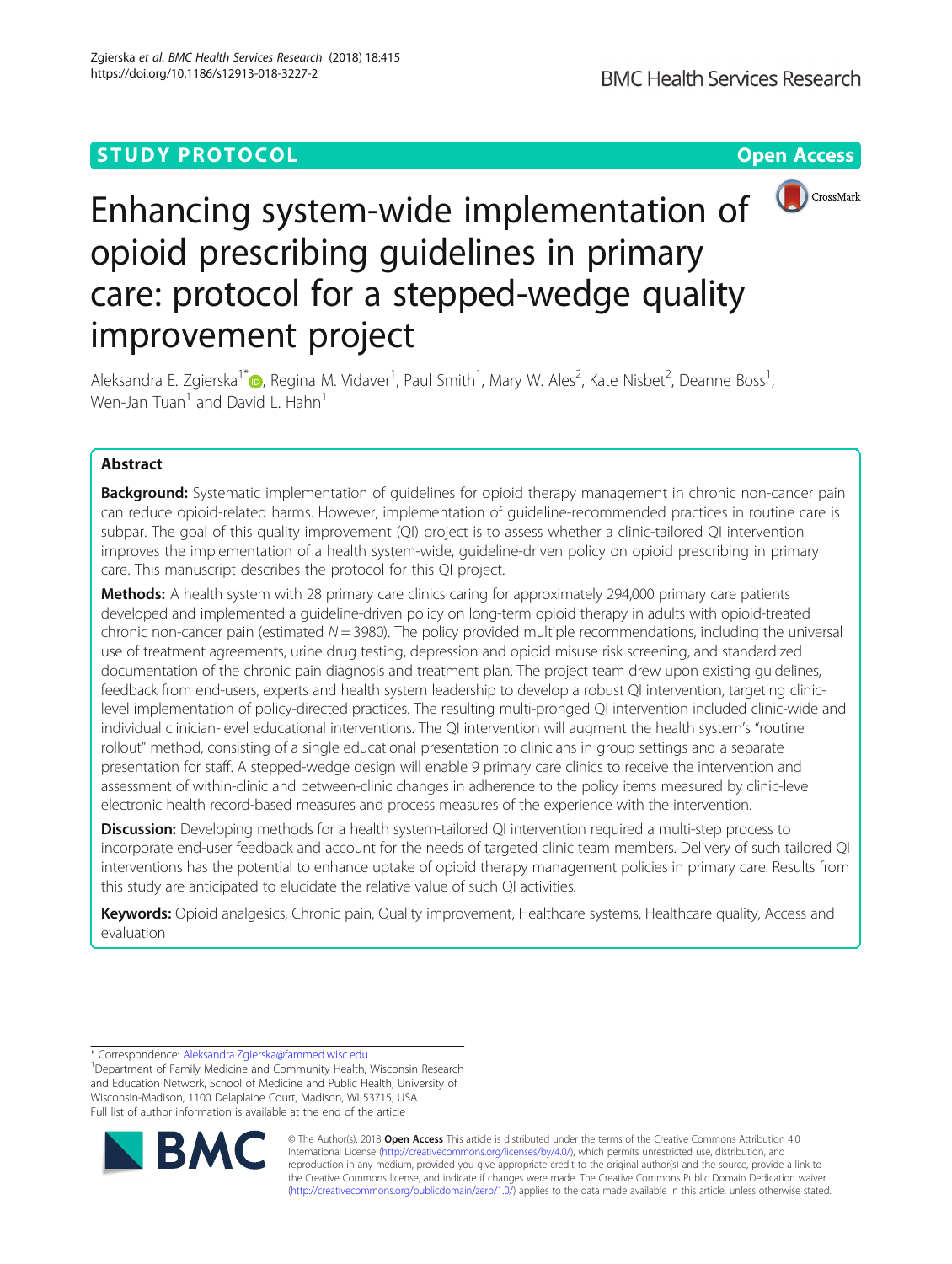STUDY PROTOCOL

Open Access

# Enhancing system-wide implementation of opioid prescribing guidelines in primary care: protocol for a stepped-wedge quality improvement project

Aleksandra E. Zgierska[1*], Regina M. Vidaver[1], Paul Smith[1], Mary W. Ales[2], Kate Nisbet[2], Deanne Boss[1], Wen-Jan Tuan[1] and David L. Hahn[1]

## Abstract

**Background:** Systematic implementation of guidelines for opioid therapy management in chronic non-cancer pain can reduce opioid-related harms. However, implementation of guideline-recommended practices in routine care is subpar. The goal of this quality improvement (QI) project is to assess whether a clinic-tailored QI intervention improves the implementation of a health system-wide, guideline-driven policy on opioid prescribing in primary care. This manuscript describes the protocol for this QI project.

**Methods:** A health system with 28 primary care clinics caring for approximately 294,000 primary care patients developed and implemented a guideline-driven policy on long-term opioid therapy in adults with opioid-treated chronic non-cancer pain (estimated $N = 3980$). The policy provided multiple recommendations, including the universal use of treatment agreements, urine drug testing, depression and opioid misuse risk screening, and standardized documentation of the chronic pain diagnosis and treatment plan. The project team drew upon existing guidelines, feedback from end-users, experts and health system leadership to develop a robust QI intervention, targeting clinic-level implementation of policy-directed practices. The resulting multi-pronged QI intervention included clinic-wide and individual clinician-level educational interventions. The QI intervention will augment the health system's "routine rollout" method, consisting of a single educational presentation to clinicians in group settings and a separate presentation for staff. A stepped-wedge design will enable 9 primary care clinics to receive the intervention and assessment of within-clinic and between-clinic changes in adherence to the policy items measured by clinic-level electronic health record-based measures and process measures of the experience with the intervention.

**Discussion:** Developing methods for a health system-tailored QI intervention required a multi-step process to incorporate end-user feedback and account for the needs of targeted clinic team members. Delivery of such tailored QI interventions has the potential to enhance uptake of opioid therapy management policies in primary care. Results from this study are anticipated to elucidate the relative value of such QI activities.

**Keywords:** Opioid analgesics, Chronic pain, Quality improvement, Healthcare systems, Healthcare quality, Access and evaluation

\* Correspondence: Aleksandra.Zgierska@fammed.wisc.edu
[1]Department of Family Medicine and Community Health, Wisconsin Research and Education Network, School of Medicine and Public Health, University of Wisconsin-Madison, 1100 Delaplaine Court, Madison, WI 53715, USA
Full list of author information is available at the end of the article

© The Author(s). 2018 **Open Access** This article is distributed under the terms of the Creative Commons Attribution 4.0 International License (http://creativecommons.org/licenses/by/4.0/), which permits unrestricted use, distribution, and reproduction in any medium, provided you give appropriate credit to the original author(s) and the source, provide a link to the Creative Commons license, and indicate if changes were made. The Creative Commons Public Domain Dedication waiver (http://creativecommons.org/publicdomain/zero/1.0/) applies to the data made available in this article, unless otherwise stated.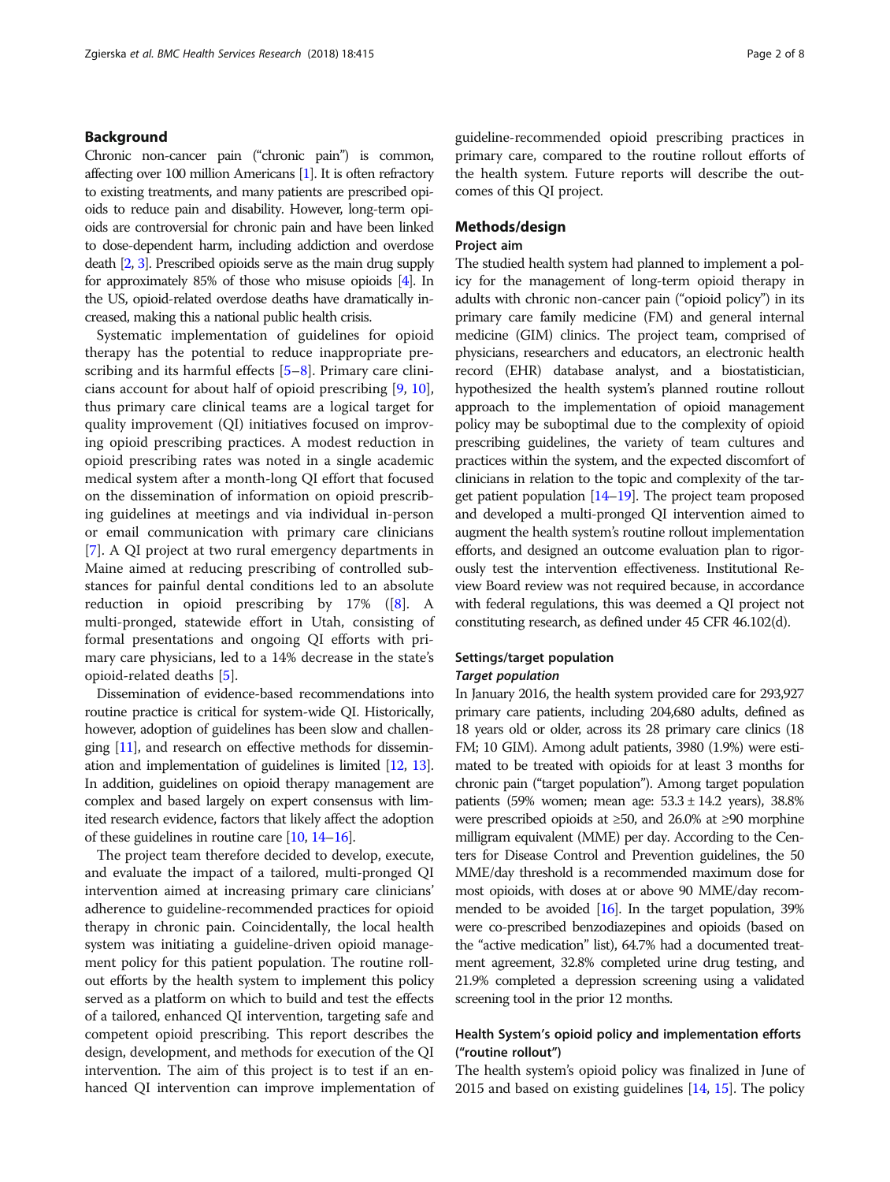## Background

Chronic non-cancer pain ("chronic pain") is common, affecting over 100 million Americans [1]. It is often refractory to existing treatments, and many patients are prescribed opioids to reduce pain and disability. However, long-term opioids are controversial for chronic pain and have been linked to dose-dependent harm, including addiction and overdose death [2, 3]. Prescribed opioids serve as the main drug supply for approximately 85% of those who misuse opioids [4]. In the US, opioid-related overdose deaths have dramatically increased, making this a national public health crisis.

Systematic implementation of guidelines for opioid therapy has the potential to reduce inappropriate prescribing and its harmful effects [5–8]. Primary care clinicians account for about half of opioid prescribing [9, 10], thus primary care clinical teams are a logical target for quality improvement (QI) initiatives focused on improving opioid prescribing practices. A modest reduction in opioid prescribing rates was noted in a single academic medical system after a month-long QI effort that focused on the dissemination of information on opioid prescribing guidelines at meetings and via individual in-person or email communication with primary care clinicians [7]. A QI project at two rural emergency departments in Maine aimed at reducing prescribing of controlled substances for painful dental conditions led to an absolute reduction in opioid prescribing by 17% ([8]. A multi-pronged, statewide effort in Utah, consisting of formal presentations and ongoing QI efforts with primary care physicians, led to a 14% decrease in the state's opioid-related deaths [5].

Dissemination of evidence-based recommendations into routine practice is critical for system-wide QI. Historically, however, adoption of guidelines has been slow and challenging [11], and research on effective methods for dissemination and implementation of guidelines is limited [12, 13]. In addition, guidelines on opioid therapy management are complex and based largely on expert consensus with limited research evidence, factors that likely affect the adoption of these guidelines in routine care [10, 14–16].

The project team therefore decided to develop, execute, and evaluate the impact of a tailored, multi-pronged QI intervention aimed at increasing primary care clinicians' adherence to guideline-recommended practices for opioid therapy in chronic pain. Coincidentally, the local health system was initiating a guideline-driven opioid management policy for this patient population. The routine rollout efforts by the health system to implement this policy served as a platform on which to build and test the effects of a tailored, enhanced QI intervention, targeting safe and competent opioid prescribing. This report describes the design, development, and methods for execution of the QI intervention. The aim of this project is to test if an enhanced QI intervention can improve implementation of guideline-recommended opioid prescribing practices in primary care, compared to the routine rollout efforts of the health system. Future reports will describe the outcomes of this QI project.

## Methods/design

### Project aim

The studied health system had planned to implement a policy for the management of long-term opioid therapy in adults with chronic non-cancer pain ("opioid policy") in its primary care family medicine (FM) and general internal medicine (GIM) clinics. The project team, comprised of physicians, researchers and educators, an electronic health record (EHR) database analyst, and a biostatistician, hypothesized the health system's planned routine rollout approach to the implementation of opioid management policy may be suboptimal due to the complexity of opioid prescribing guidelines, the variety of team cultures and practices within the system, and the expected discomfort of clinicians in relation to the topic and complexity of the target patient population [14–19]. The project team proposed and developed a multi-pronged QI intervention aimed to augment the health system's routine rollout implementation efforts, and designed an outcome evaluation plan to rigorously test the intervention effectiveness. Institutional Review Board review was not required because, in accordance with federal regulations, this was deemed a QI project not constituting research, as defined under 45 CFR 46.102(d).

### Settings/target population

#### *Target population*

In January 2016, the health system provided care for 293,927 primary care patients, including 204,680 adults, defined as 18 years old or older, across its 28 primary care clinics (18 FM; 10 GIM). Among adult patients, 3980 (1.9%) were estimated to be treated with opioids for at least 3 months for chronic pain ("target population"). Among target population patients (59% women; mean age: 53.3 ± 14.2 years), 38.8% were prescribed opioids at ≥50, and 26.0% at ≥90 morphine milligram equivalent (MME) per day. According to the Centers for Disease Control and Prevention guidelines, the 50 MME/day threshold is a recommended maximum dose for most opioids, with doses at or above 90 MME/day recommended to be avoided [16]. In the target population, 39% were co-prescribed benzodiazepines and opioids (based on the "active medication" list), 64.7% had a documented treatment agreement, 32.8% completed urine drug testing, and 21.9% completed a depression screening using a validated screening tool in the prior 12 months.

### Health System's opioid policy and implementation efforts ("routine rollout")

The health system's opioid policy was finalized in June of 2015 and based on existing guidelines [14, 15]. The policy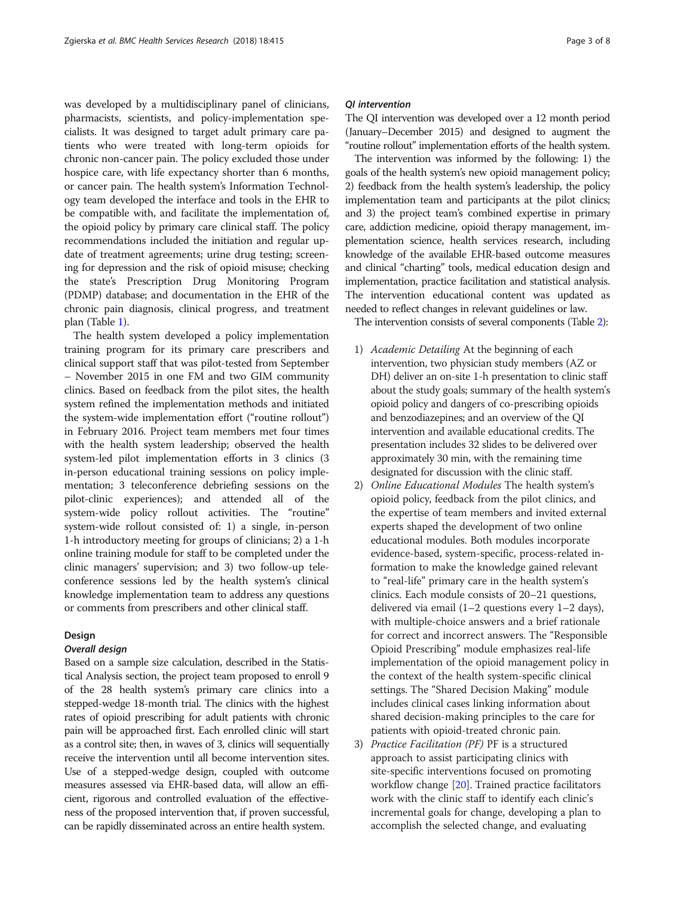was developed by a multidisciplinary panel of clinicians, pharmacists, scientists, and policy-implementation specialists. It was designed to target adult primary care patients who were treated with long-term opioids for chronic non-cancer pain. The policy excluded those under hospice care, with life expectancy shorter than 6 months, or cancer pain. The health system's Information Technology team developed the interface and tools in the EHR to be compatible with, and facilitate the implementation of, the opioid policy by primary care clinical staff. The policy recommendations included the initiation and regular update of treatment agreements; urine drug testing; screening for depression and the risk of opioid misuse; checking the state's Prescription Drug Monitoring Program (PDMP) database; and documentation in the EHR of the chronic pain diagnosis, clinical progress, and treatment plan (Table 1).

The health system developed a policy implementation training program for its primary care prescribers and clinical support staff that was pilot-tested from September – November 2015 in one FM and two GIM community clinics. Based on feedback from the pilot sites, the health system refined the implementation methods and initiated the system-wide implementation effort ("routine rollout") in February 2016. Project team members met four times with the health system leadership; observed the health system-led pilot implementation efforts in 3 clinics (3 in-person educational training sessions on policy implementation; 3 teleconference debriefing sessions on the pilot-clinic experiences); and attended all of the system-wide policy rollout activities. The "routine" system-wide rollout consisted of: 1) a single, in-person 1-h introductory meeting for groups of clinicians; 2) a 1-h online training module for staff to be completed under the clinic managers' supervision; and 3) two follow-up teleconference sessions led by the health system's clinical knowledge implementation team to address any questions or comments from prescribers and other clinical staff.

## Design

### Overall design

Based on a sample size calculation, described in the Statistical Analysis section, the project team proposed to enroll 9 of the 28 health system's primary care clinics into a stepped-wedge 18-month trial. The clinics with the highest rates of opioid prescribing for adult patients with chronic pain will be approached first. Each enrolled clinic will start as a control site; then, in waves of 3, clinics will sequentially receive the intervention until all become intervention sites. Use of a stepped-wedge design, coupled with outcome measures assessed via EHR-based data, will allow an efficient, rigorous and controlled evaluation of the effectiveness of the proposed intervention that, if proven successful, can be rapidly disseminated across an entire health system.

### QI intervention

The QI intervention was developed over a 12 month period (January–December 2015) and designed to augment the "routine rollout" implementation efforts of the health system.

The intervention was informed by the following: 1) the goals of the health system's new opioid management policy; 2) feedback from the health system's leadership, the policy implementation team and participants at the pilot clinics; and 3) the project team's combined expertise in primary care, addiction medicine, opioid therapy management, implementation science, health services research, including knowledge of the available EHR-based outcome measures and clinical "charting" tools, medical education design and implementation, practice facilitation and statistical analysis. The intervention educational content was updated as needed to reflect changes in relevant guidelines or law.

The intervention consists of several components (Table 2):

1) *Academic Detailing* At the beginning of each intervention, two physician study members (AZ or DH) deliver an on-site 1-h presentation to clinic staff about the study goals; summary of the health system's opioid policy and dangers of co-prescribing opioids and benzodiazepines; and an overview of the QI intervention and available educational credits. The presentation includes 32 slides to be delivered over approximately 30 min, with the remaining time designated for discussion with the clinic staff.
2) *Online Educational Modules* The health system's opioid policy, feedback from the pilot clinics, and the expertise of team members and invited external experts shaped the development of two online educational modules. Both modules incorporate evidence-based, system-specific, process-related information to make the knowledge gained relevant to "real-life" primary care in the health system's clinics. Each module consists of 20–21 questions, delivered via email (1–2 questions every 1–2 days), with multiple-choice answers and a brief rationale for correct and incorrect answers. The "Responsible Opioid Prescribing" module emphasizes real-life implementation of the opioid management policy in the context of the health system-specific clinical settings. The "Shared Decision Making" module includes clinical cases linking information about shared decision-making principles to the care for patients with opioid-treated chronic pain.
3) *Practice Facilitation (PF)* PF is a structured approach to assist participating clinics with site-specific interventions focused on promoting workflow change [20]. Trained practice facilitators work with the clinic staff to identify each clinic's incremental goals for change, developing a plan to accomplish the selected change, and evaluating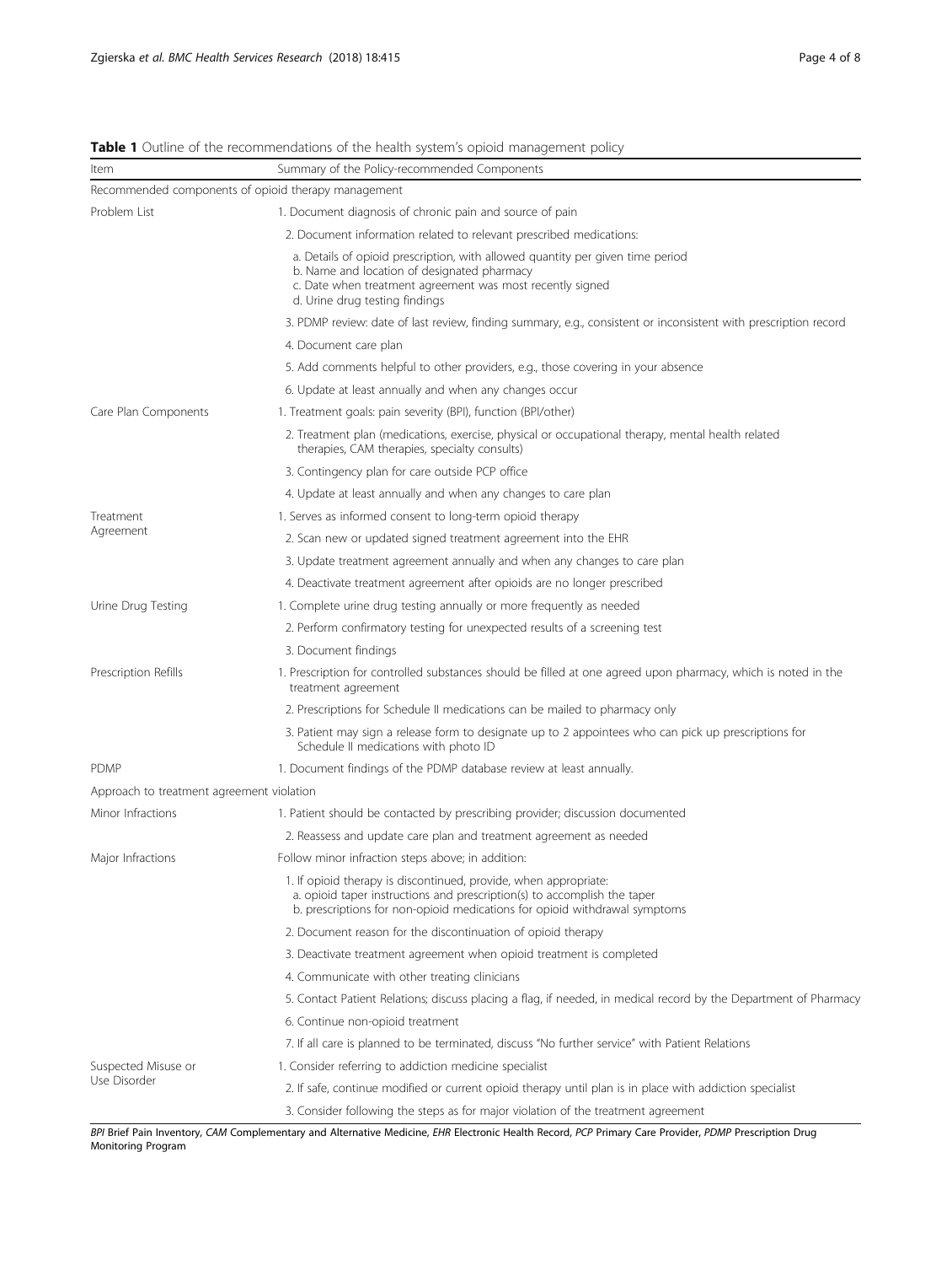**Table 1** Outline of the recommendations of the health system's opioid management policy

| Item | Summary of the Policy-recommended Components |
|---|---|
| Recommended components of opioid therapy management | |
| Problem List | 1. Document diagnosis of chronic pain and source of pain |
| | 2. Document information related to relevant prescribed medications:<br>a. Details of opioid prescription, with allowed quantity per given time period<br>b. Name and location of designated pharmacy<br>c. Date when treatment agreement was most recently signed<br>d. Urine drug testing findings |
| | 3. PDMP review: date of last review, finding summary, e.g., consistent or inconsistent with prescription record |
| | 4. Document care plan |
| | 5. Add comments helpful to other providers, e.g., those covering in your absence |
| | 6. Update at least annually and when any changes occur |
| Care Plan Components | 1. Treatment goals: pain severity (BPI), function (BPI/other) |
| | 2. Treatment plan (medications, exercise, physical or occupational therapy, mental health related therapies, CAM therapies, specialty consults) |
| | 3. Contingency plan for care outside PCP office |
| | 4. Update at least annually and when any changes to care plan |
| Treatment Agreement | 1. Serves as informed consent to long-term opioid therapy |
| | 2. Scan new or updated signed treatment agreement into the EHR |
| | 3. Update treatment agreement annually and when any changes to care plan |
| | 4. Deactivate treatment agreement after opioids are no longer prescribed |
| Urine Drug Testing | 1. Complete urine drug testing annually or more frequently as needed |
| | 2. Perform confirmatory testing for unexpected results of a screening test |
| | 3. Document findings |
| Prescription Refills | 1. Prescription for controlled substances should be filled at one agreed upon pharmacy, which is noted in the treatment agreement |
| | 2. Prescriptions for Schedule II medications can be mailed to pharmacy only |
| | 3. Patient may sign a release form to designate up to 2 appointees who can pick up prescriptions for Schedule II medications with photo ID |
| PDMP | 1. Document findings of the PDMP database review at least annually. |
| Approach to treatment agreement violation | |
| Minor Infractions | 1. Patient should be contacted by prescribing provider; discussion documented |
| | 2. Reassess and update care plan and treatment agreement as needed |
| Major Infractions | Follow minor infraction steps above; in addition: |
| | 1. If opioid therapy is discontinued, provide, when appropriate:<br>a. opioid taper instructions and prescription(s) to accomplish the taper<br>b. prescriptions for non-opioid medications for opioid withdrawal symptoms |
| | 2. Document reason for the discontinuation of opioid therapy |
| | 3. Deactivate treatment agreement when opioid treatment is completed |
| | 4. Communicate with other treating clinicians |
| | 5. Contact Patient Relations; discuss placing a flag, if needed, in medical record by the Department of Pharmacy |
| | 6. Continue non-opioid treatment |
| | 7. If all care is planned to be terminated, discuss "No further service" with Patient Relations |
| Suspected Misuse or Use Disorder | 1. Consider referring to addiction medicine specialist |
| | 2. If safe, continue modified or current opioid therapy until plan is in place with addiction specialist |
| | 3. Consider following the steps as for major violation of the treatment agreement |

*BPI* Brief Pain Inventory, *CAM* Complementary and Alternative Medicine, *EHR* Electronic Health Record, *PCP* Primary Care Provider, *PDMP* Prescription Drug Monitoring Program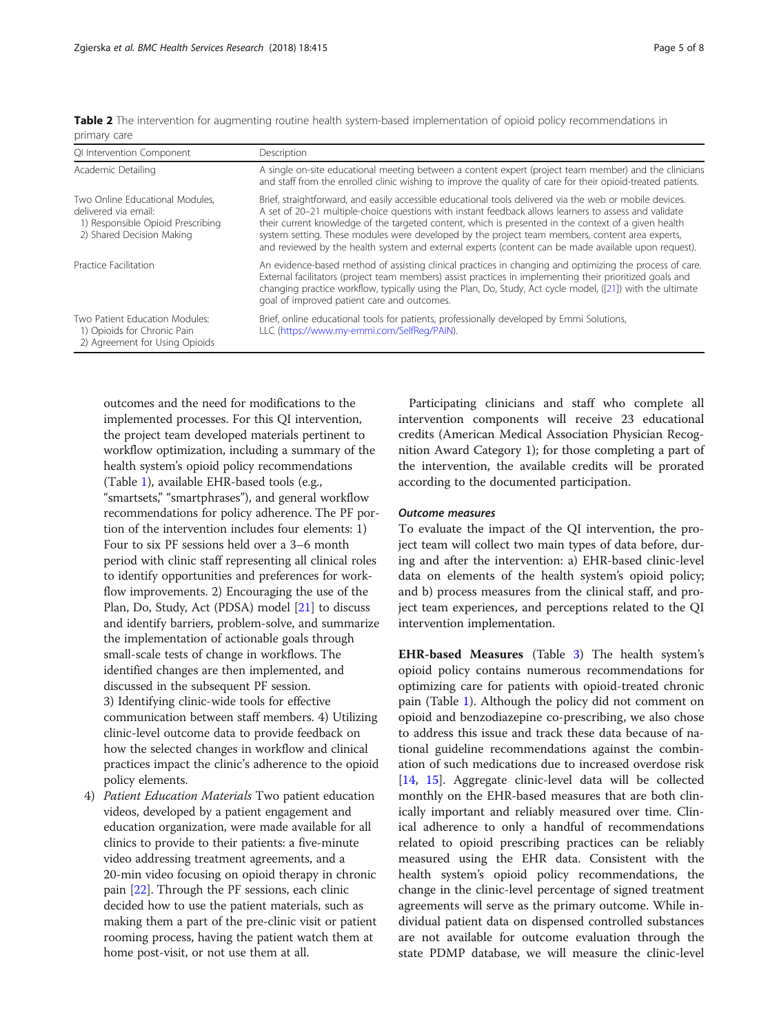**Table 2** The intervention for augmenting routine health system-based implementation of opioid policy recommendations in primary care

| QI Intervention Component | Description |
|---|---|
| Academic Detailing | A single on-site educational meeting between a content expert (project team member) and the clinicians and staff from the enrolled clinic wishing to improve the quality of care for their opioid-treated patients. |
| Two Online Educational Modules, delivered via email: 1) Responsible Opioid Prescribing 2) Shared Decision Making | Brief, straightforward, and easily accessible educational tools delivered via the web or mobile devices. A set of 20–21 multiple-choice questions with instant feedback allows learners to assess and validate their current knowledge of the targeted content, which is presented in the context of a given health system setting. These modules were developed by the project team members, content area experts, and reviewed by the health system and external experts (content can be made available upon request). |
| Practice Facilitation | An evidence-based method of assisting clinical practices in changing and optimizing the process of care. External facilitators (project team members) assist practices in implementing their prioritized goals and changing practice workflow, typically using the Plan, Do, Study, Act cycle model, ([21]) with the ultimate goal of improved patient care and outcomes. |
| Two Patient Education Modules: 1) Opioids for Chronic Pain 2) Agreement for Using Opioids | Brief, online educational tools for patients, professionally developed by Emmi Solutions, LLC (https://www.my-emmi.com/SelfReg/PAIN). |

outcomes and the need for modifications to the implemented processes. For this QI intervention, the project team developed materials pertinent to workflow optimization, including a summary of the health system's opioid policy recommendations (Table 1), available EHR-based tools (e.g., "smartsets," "smartphrases"), and general workflow recommendations for policy adherence. The PF portion of the intervention includes four elements: 1) Four to six PF sessions held over a 3–6 month period with clinic staff representing all clinical roles to identify opportunities and preferences for workflow improvements. 2) Encouraging the use of the Plan, Do, Study, Act (PDSA) model [21] to discuss and identify barriers, problem-solve, and summarize the implementation of actionable goals through small-scale tests of change in workflows. The identified changes are then implemented, and discussed in the subsequent PF session. 3) Identifying clinic-wide tools for effective communication between staff members. 4) Utilizing clinic-level outcome data to provide feedback on how the selected changes in workflow and clinical practices impact the clinic's adherence to the opioid policy elements.

4) *Patient Education Materials* Two patient education videos, developed by a patient engagement and education organization, were made available for all clinics to provide to their patients: a five-minute video addressing treatment agreements, and a 20-min video focusing on opioid therapy in chronic pain [22]. Through the PF sessions, each clinic decided how to use the patient materials, such as making them a part of the pre-clinic visit or patient rooming process, having the patient watch them at home post-visit, or not use them at all.

Participating clinicians and staff who complete all intervention components will receive 23 educational credits (American Medical Association Physician Recognition Award Category 1); for those completing a part of the intervention, the available credits will be prorated according to the documented participation.

#### *Outcome measures*

To evaluate the impact of the QI intervention, the project team will collect two main types of data before, during and after the intervention: a) EHR-based clinic-level data on elements of the health system's opioid policy; and b) process measures from the clinical staff, and project team experiences, and perceptions related to the QI intervention implementation.

**EHR-based Measures** (Table 3) The health system's opioid policy contains numerous recommendations for optimizing care for patients with opioid-treated chronic pain (Table 1). Although the policy did not comment on opioid and benzodiazepine co-prescribing, we also chose to address this issue and track these data because of national guideline recommendations against the combination of such medications due to increased overdose risk [14, 15]. Aggregate clinic-level data will be collected monthly on the EHR-based measures that are both clinically important and reliably measured over time. Clinical adherence to only a handful of recommendations related to opioid prescribing practices can be reliably measured using the EHR data. Consistent with the health system's opioid policy recommendations, the change in the clinic-level percentage of signed treatment agreements will serve as the primary outcome. While individual patient data on dispensed controlled substances are not available for outcome evaluation through the state PDMP database, we will measure the clinic-level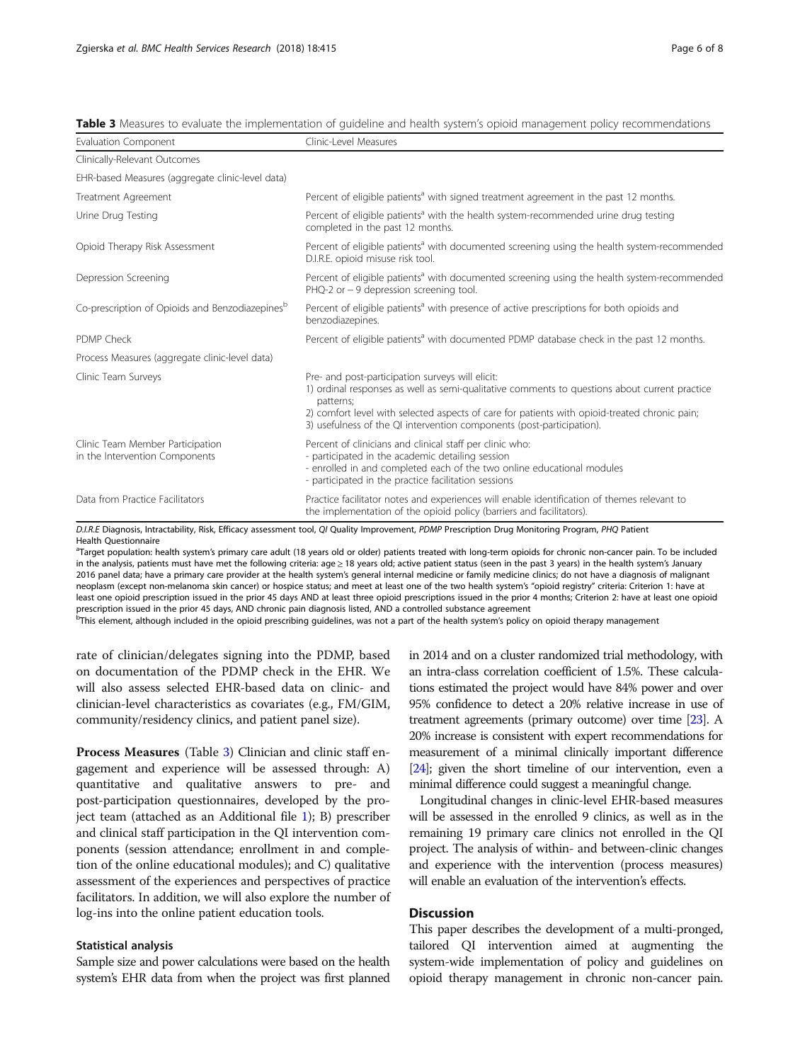**Table 3** Measures to evaluate the implementation of guideline and health system's opioid management policy recommendations

| Evaluation Component | Clinic-Level Measures |
|---|---|
| Clinically-Relevant Outcomes | |
| EHR-based Measures (aggregate clinic-level data) | |
| Treatment Agreement | Percent of eligible patients[a] with signed treatment agreement in the past 12 months. |
| Urine Drug Testing | Percent of eligible patients[a] with the health system-recommended urine drug testing completed in the past 12 months. |
| Opioid Therapy Risk Assessment | Percent of eligible patients[a] with documented screening using the health system-recommended D.I.R.E. opioid misuse risk tool. |
| Depression Screening | Percent of eligible patients[a] with documented screening using the health system-recommended PHQ-2 or − 9 depression screening tool. |
| Co-prescription of Opioids and Benzodiazepines[b] | Percent of eligible patients[a] with presence of active prescriptions for both opioids and benzodiazepines. |
| PDMP Check | Percent of eligible patients[a] with documented PDMP database check in the past 12 months. |
| Process Measures (aggregate clinic-level data) | |
| Clinic Team Surveys | Pre- and post-participation surveys will elicit:<br>1) ordinal responses as well as semi-qualitative comments to questions about current practice patterns;<br>2) comfort level with selected aspects of care for patients with opioid-treated chronic pain;<br>3) usefulness of the QI intervention components (post-participation). |
| Clinic Team Member Participation in the Intervention Components | Percent of clinicians and clinical staff per clinic who:<br>- participated in the academic detailing session<br>- enrolled in and completed each of the two online educational modules<br>- participated in the practice facilitation sessions |
| Data from Practice Facilitators | Practice facilitator notes and experiences will enable identification of themes relevant to the implementation of the opioid policy (barriers and facilitators). |

*D.I.R.E* Diagnosis, Intractability, Risk, Efficacy assessment tool, *QI* Quality Improvement, *PDMP* Prescription Drug Monitoring Program, *PHQ* Patient Health Questionnaire

[a]Target population: health system's primary care adult (18 years old or older) patients treated with long-term opioids for chronic non-cancer pain. To be included in the analysis, patients must have met the following criteria: age ≥ 18 years old; active patient status (seen in the past 3 years) in the health system's January 2016 panel data; have a primary care provider at the health system's general internal medicine or family medicine clinics; do not have a diagnosis of malignant neoplasm (except non-melanoma skin cancer) or hospice status; and meet at least one of the two health system's "opioid registry" criteria: Criterion 1: have at least one opioid prescription issued in the prior 45 days AND at least three opioid prescriptions issued in the prior 4 months; Criterion 2: have at least one opioid prescription issued in the prior 45 days, AND chronic pain diagnosis listed, AND a controlled substance agreement

[b]This element, although included in the opioid prescribing guidelines, was not a part of the health system's policy on opioid therapy management

rate of clinician/delegates signing into the PDMP, based on documentation of the PDMP check in the EHR. We will also assess selected EHR-based data on clinic- and clinician-level characteristics as covariates (e.g., FM/GIM, community/residency clinics, and patient panel size).

**Process Measures** (Table 3) Clinician and clinic staff engagement and experience will be assessed through: A) quantitative and qualitative answers to pre- and post-participation questionnaires, developed by the project team (attached as an Additional file 1); B) prescriber and clinical staff participation in the QI intervention components (session attendance; enrollment in and completion of the online educational modules); and C) qualitative assessment of the experiences and perspectives of practice facilitators. In addition, we will also explore the number of log-ins into the online patient education tools.

### Statistical analysis

Sample size and power calculations were based on the health system's EHR data from when the project was first planned in 2014 and on a cluster randomized trial methodology, with an intra-class correlation coefficient of 1.5%. These calculations estimated the project would have 84% power and over 95% confidence to detect a 20% relative increase in use of treatment agreements (primary outcome) over time [23]. A 20% increase is consistent with expert recommendations for measurement of a minimal clinically important difference [24]; given the short timeline of our intervention, even a minimal difference could suggest a meaningful change.

Longitudinal changes in clinic-level EHR-based measures will be assessed in the enrolled 9 clinics, as well as in the remaining 19 primary care clinics not enrolled in the QI project. The analysis of within- and between-clinic changes and experience with the intervention (process measures) will enable an evaluation of the intervention's effects.

## Discussion

This paper describes the development of a multi-pronged, tailored QI intervention aimed at augmenting the system-wide implementation of policy and guidelines on opioid therapy management in chronic non-cancer pain.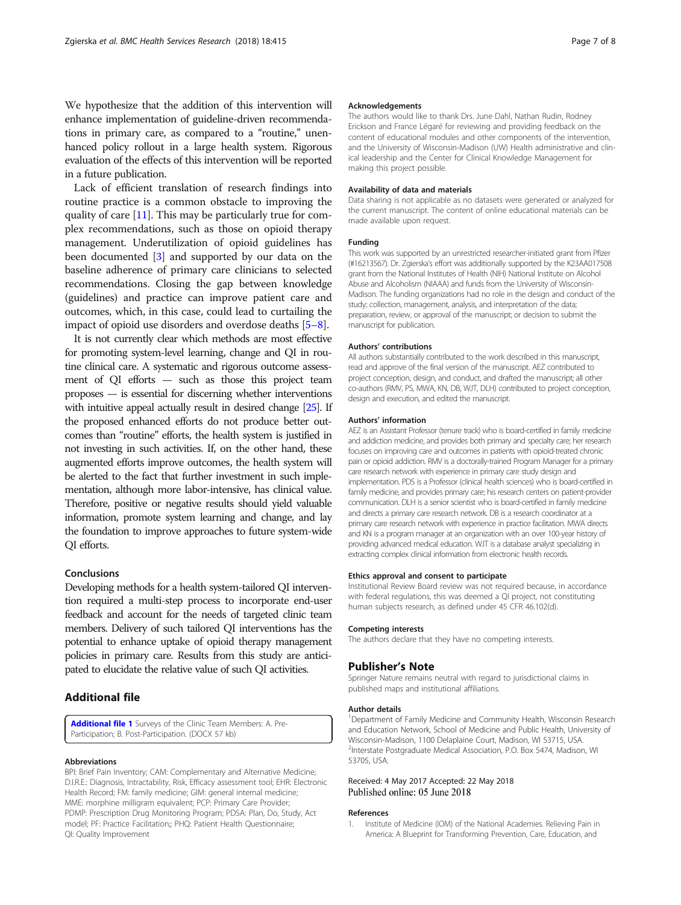We hypothesize that the addition of this intervention will enhance implementation of guideline-driven recommendations in primary care, as compared to a "routine," unenhanced policy rollout in a large health system. Rigorous evaluation of the effects of this intervention will be reported in a future publication.

Lack of efficient translation of research findings into routine practice is a common obstacle to improving the quality of care [11]. This may be particularly true for complex recommendations, such as those on opioid therapy management. Underutilization of opioid guidelines has been documented [3] and supported by our data on the baseline adherence of primary care clinicians to selected recommendations. Closing the gap between knowledge (guidelines) and practice can improve patient care and outcomes, which, in this case, could lead to curtailing the impact of opioid use disorders and overdose deaths [5–8].

It is not currently clear which methods are most effective for promoting system-level learning, change and QI in routine clinical care. A systematic and rigorous outcome assessment of QI efforts — such as those this project team proposes — is essential for discerning whether interventions with intuitive appeal actually result in desired change [25]. If the proposed enhanced efforts do not produce better outcomes than "routine" efforts, the health system is justified in not investing in such activities. If, on the other hand, these augmented efforts improve outcomes, the health system will be alerted to the fact that further investment in such implementation, although more labor-intensive, has clinical value. Therefore, positive or negative results should yield valuable information, promote system learning and change, and lay the foundation to improve approaches to future system-wide QI efforts.

## Conclusions

Developing methods for a health system-tailored QI intervention required a multi-step process to incorporate end-user feedback and account for the needs of targeted clinic team members. Delivery of such tailored QI interventions has the potential to enhance uptake of opioid therapy management policies in primary care. Results from this study are anticipated to elucidate the relative value of such QI activities.

## Additional file

**Additional file 1** Surveys of the Clinic Team Members: A. Pre-Participation; B. Post-Participation. (DOCX 57 kb)

#### Abbreviations

BPI: Brief Pain Inventory; CAM: Complementary and Alternative Medicine; D.I.R.E.: Diagnosis, Intractability, Risk, Efficacy assessment tool; EHR: Electronic Health Record; FM: family medicine; GIM: general internal medicine; MME: morphine milligram equivalent; PCP: Primary Care Provider; PDMP: Prescription Drug Monitoring Program; PDSA: Plan, Do, Study, Act model; PF: Practice Facilitation;; PHQ: Patient Health Questionnaire; QI: Quality Improvement

#### Acknowledgements

The authors would like to thank Drs. June Dahl, Nathan Rudin, Rodney Erickson and France Légaré for reviewing and providing feedback on the content of educational modules and other components of the intervention, and the University of Wisconsin-Madison (UW) Health administrative and clinical leadership and the Center for Clinical Knowledge Management for making this project possible.

#### Availability of data and materials

Data sharing is not applicable as no datasets were generated or analyzed for the current manuscript. The content of online educational materials can be made available upon request.

#### Funding

This work was supported by an unrestricted researcher-initiated grant from Pfizer (#16213567). Dr. Zgierska's effort was additionally supported by the K23AA017508 grant from the National Institutes of Health (NIH) National Institute on Alcohol Abuse and Alcoholism (NIAAA) and funds from the University of Wisconsin-Madison. The funding organizations had no role in the design and conduct of the study; collection, management, analysis, and interpretation of the data; preparation, review, or approval of the manuscript; or decision to submit the manuscript for publication.

#### Authors' contributions

All authors substantially contributed to the work described in this manuscript, read and approve of the final version of the manuscript. AEZ contributed to project conception, design, and conduct, and drafted the manuscript; all other co-authors (RMV, PS, MWA, KN, DB, WJT, DLH) contributed to project conception, design and execution, and edited the manuscript.

#### Authors' information

AEZ is an Assistant Professor (tenure track) who is board-certified in family medicine and addiction medicine, and provides both primary and specialty care; her research focuses on improving care and outcomes in patients with opioid-treated chronic pain or opioid addiction. RMV is a doctorally-trained Program Manager for a primary care research network with experience in primary care study design and implementation. PDS is a Professor (clinical health sciences) who is board-certified in family medicine, and provides primary care; his research centers on patient-provider communication. DLH is a senior scientist who is board-certified in family medicine and directs a primary care research network. DB is a research coordinator at a primary care research network with experience in practice facilitation. MWA directs and KN is a program manager at an organization with an over 100-year history of providing advanced medical education. WJT is a database analyst specializing in extracting complex clinical information from electronic health records.

#### Ethics approval and consent to participate

Institutional Review Board review was not required because, in accordance with federal regulations, this was deemed a QI project, not constituting human subjects research, as defined under 45 CFR 46.102(d).

#### Competing interests

The authors declare that they have no competing interests.

## Publisher's Note

Springer Nature remains neutral with regard to jurisdictional claims in published maps and institutional affiliations.

#### Author details

[1]Department of Family Medicine and Community Health, Wisconsin Research and Education Network, School of Medicine and Public Health, University of Wisconsin-Madison, 1100 Delaplaine Court, Madison, WI 53715, USA. [2]Interstate Postgraduate Medical Association, P.O. Box 5474, Madison, WI 53705, USA.

Received: 4 May 2017 Accepted: 22 May 2018
Published online: 05 June 2018

#### References

1. Institute of Medicine (IOM) of the National Academies. Relieving Pain in America: A Blueprint for Transforming Prevention, Care, Education, and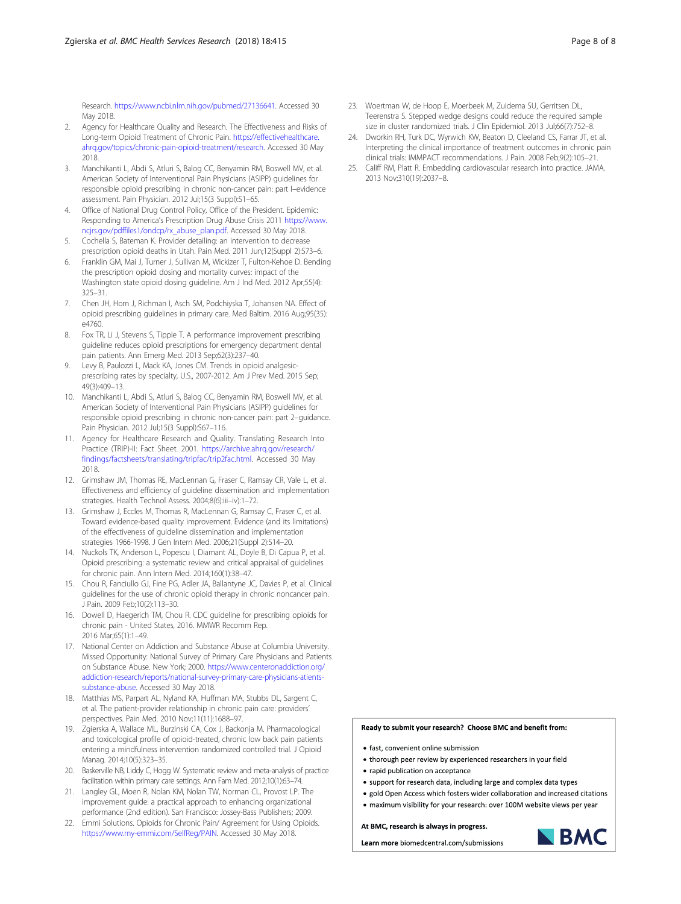Research. https://www.ncbi.nlm.nih.gov/pubmed/27136641. Accessed 30 May 2018.

2. Agency for Healthcare Quality and Research. The Effectiveness and Risks of Long-term Opioid Treatment of Chronic Pain. https://effectivehealthcare.ahrq.gov/topics/chronic-pain-opioid-treatment/research. Accessed 30 May 2018.
3. Manchikanti L, Abdi S, Atluri S, Balog CC, Benyamin RM, Boswell MV, et al. American Society of Interventional Pain Physicians (ASIPP) guidelines for responsible opioid prescribing in chronic non-cancer pain: part I–evidence assessment. Pain Physician. 2012 Jul;15(3 Suppl):S1–65.
4. Office of National Drug Control Policy, Office of the President. Epidemic: Responding to America's Prescription Drug Abuse Crisis 2011 https://www.ncjrs.gov/pdffiles1/ondcp/rx_abuse_plan.pdf. Accessed 30 May 2018.
5. Cochella S, Bateman K. Provider detailing: an intervention to decrease prescription opioid deaths in Utah. Pain Med. 2011 Jun;12(Suppl 2):S73–6.
6. Franklin GM, Mai J, Turner J, Sullivan M, Wickizer T, Fulton-Kehoe D. Bending the prescription opioid dosing and mortality curves: impact of the Washington state opioid dosing guideline. Am J Ind Med. 2012 Apr;55(4): 325–31.
7. Chen JH, Hom J, Richman I, Asch SM, Podchiyska T, Johansen NA. Effect of opioid prescribing guidelines in primary care. Med Baltim. 2016 Aug;95(35): e4760.
8. Fox TR, Li J, Stevens S, Tippie T. A performance improvement prescribing guideline reduces opioid prescriptions for emergency department dental pain patients. Ann Emerg Med. 2013 Sep;62(3):237–40.
9. Levy B, Paulozzi L, Mack KA, Jones CM. Trends in opioid analgesic-prescribing rates by specialty, U.S., 2007-2012. Am J Prev Med. 2015 Sep; 49(3):409–13.
10. Manchikanti L, Abdi S, Atluri S, Balog CC, Benyamin RM, Boswell MV, et al. American Society of Interventional Pain Physicians (ASIPP) guidelines for responsible opioid prescribing in chronic non-cancer pain: part 2–guidance. Pain Physician. 2012 Jul;15(3 Suppl):S67–116.
11. Agency for Healthcare Research and Quality. Translating Research Into Practice (TRIP)-II: Fact Sheet. 2001. https://archive.ahrq.gov/research/findings/factsheets/translating/tripfac/trip2fac.html. Accessed 30 May 2018.
12. Grimshaw JM, Thomas RE, MacLennan G, Fraser C, Ramsay CR, Vale L, et al. Effectiveness and efficiency of guideline dissemination and implementation strategies. Health Technol Assess. 2004;8(6):iii–iv):1–72.
13. Grimshaw J, Eccles M, Thomas R, MacLennan G, Ramsay C, Fraser C, et al. Toward evidence-based quality improvement. Evidence (and its limitations) of the effectiveness of guideline dissemination and implementation strategies 1966-1998. J Gen Intern Med. 2006;21(Suppl 2):S14–20.
14. Nuckols TK, Anderson L, Popescu I, Diamant AL, Doyle B, Di Capua P, et al. Opioid prescribing: a systematic review and critical appraisal of guidelines for chronic pain. Ann Intern Med. 2014;160(1):38–47.
15. Chou R, Fanciullo GJ, Fine PG, Adler JA, Ballantyne JC, Davies P, et al. Clinical guidelines for the use of chronic opioid therapy in chronic noncancer pain. J Pain. 2009 Feb;10(2):113–30.
16. Dowell D, Haegerich TM, Chou R. CDC guideline for prescribing opioids for chronic pain - United States, 2016. MMWR Recomm Rep. 2016 Mar;65(1):1–49.
17. National Center on Addiction and Substance Abuse at Columbia University. Missed Opportunity: National Survey of Primary Care Physicians and Patients on Substance Abuse. New York; 2000. https://www.centeronaddiction.org/addiction-research/reports/national-survey-primary-care-physicians-atients-substance-abuse. Accessed 30 May 2018.
18. Matthias MS, Parpart AL, Nyland KA, Huffman MA, Stubbs DL, Sargent C, et al. The patient-provider relationship in chronic pain care: providers' perspectives. Pain Med. 2010 Nov;11(11):1688–97.
19. Zgierska A, Wallace ML, Burzinski CA, Cox J, Backonja M. Pharmacological and toxicological profile of opioid-treated, chronic low back pain patients entering a mindfulness intervention randomized controlled trial. J Opioid Manag. 2014;10(5):323–35.
20. Baskerville NB, Liddy C, Hogg W. Systematic review and meta-analysis of practice facilitation within primary care settings. Ann Fam Med. 2012;10(1):63–74.
21. Langley GL, Moen R, Nolan KM, Nolan TW, Norman CL, Provost LP. The improvement guide: a practical approach to enhancing organizational performance (2nd edition). San Francisco: Jossey-Bass Publishers; 2009.
22. Emmi Solutions. Opioids for Chronic Pain/ Agreement for Using Opioids. https://www.my-emmi.com/SelfReg/PAIN. Accessed 30 May 2018.
23. Woertman W, de Hoop E, Moerbeek M, Zuidema SU, Gerritsen DL, Teerenstra S. Stepped wedge designs could reduce the required sample size in cluster randomized trials. J Clin Epidemiol. 2013 Jul;66(7):752–8.
24. Dworkin RH, Turk DC, Wyrwich KW, Beaton D, Cleeland CS, Farrar JT, et al. Interpreting the clinical importance of treatment outcomes in chronic pain clinical trials: IMMPACT recommendations. J Pain. 2008 Feb;9(2):105–21.
25. Califf RM, Platt R. Embedding cardiovascular research into practice. JAMA. 2013 Nov;310(19):2037–8.

**Ready to submit your research? Choose BMC and benefit from:**

- fast, convenient online submission
- thorough peer review by experienced researchers in your field
- rapid publication on acceptance
- support for research data, including large and complex data types
- gold Open Access which fosters wider collaboration and increased citations
- maximum visibility for your research: over 100M website views per year

**At BMC, research is always in progress.**

**Learn more** biomedcentral.com/submissions

BMC